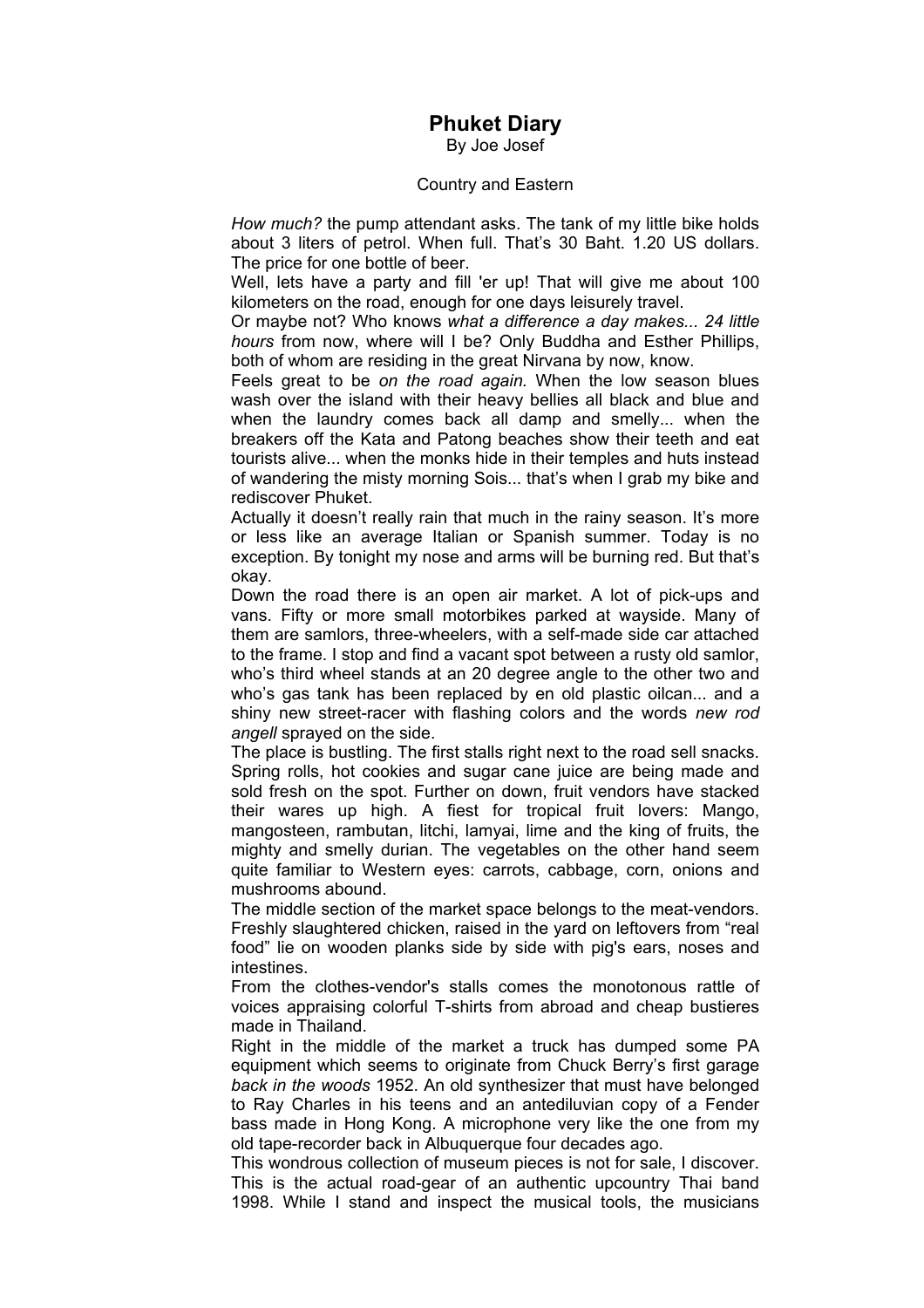# Phuket Diary

By Joe Josef

Country and Eastern

*How much?* the pump attendant asks. The tank of my little bike holds about 3 liters of petrol. When full. That's 30 Baht. 1.20 US dollars. The price for one bottle of beer.

Well, lets have a party and fill 'er up! That will give me about 100 kilometers on the road, enough for one days leisurely travel.

Or maybe not? Who knows *what a difference a day makes... 24 little hours* from now, where will I be? Only Buddha and Esther Phillips, both of whom are residing in the great Nirvana by now, know.

Feels great to be *on the road again.* When the low season blues wash over the island with their heavy bellies all black and blue and when the laundry comes back all damp and smelly... when the breakers off the Kata and Patong beaches show their teeth and eat tourists alive... when the monks hide in their temples and huts instead of wandering the misty morning Sois... that's when I grab my bike and rediscover Phuket.

Actually it doesn't really rain that much in the rainy season. It's more or less like an average Italian or Spanish summer. Today is no exception. By tonight my nose and arms will be burning red. But that's okay.

Down the road there is an open air market. A lot of pick-ups and vans. Fifty or more small motorbikes parked at wayside. Many of them are samlors, three-wheelers, with a self-made side car attached to the frame. I stop and find a vacant spot between a rusty old samlor, who's third wheel stands at an 20 degree angle to the other two and who's gas tank has been replaced by en old plastic oilcan... and a shiny new street-racer with flashing colors and the words *new rod angell* sprayed on the side.

The place is bustling. The first stalls right next to the road sell snacks. Spring rolls, hot cookies and sugar cane juice are being made and sold fresh on the spot. Further on down, fruit vendors have stacked their wares up high. A fiest for tropical fruit lovers: Mango, mangosteen, rambutan, litchi, lamyai, lime and the king of fruits, the mighty and smelly durian. The vegetables on the other hand seem quite familiar to Western eyes: carrots, cabbage, corn, onions and mushrooms abound.

The middle section of the market space belongs to the meat-vendors. Freshly slaughtered chicken, raised in the yard on leftovers from "real food" lie on wooden planks side by side with pig's ears, noses and intestines.

From the clothes-vendor's stalls comes the monotonous rattle of voices appraising colorful T-shirts from abroad and cheap bustieres made in Thailand.

Right in the middle of the market a truck has dumped some PA equipment which seems to originate from Chuck Berry's first garage *back in the woods* 1952. An old synthesizer that must have belonged to Ray Charles in his teens and an antediluvian copy of a Fender bass made in Hong Kong. A microphone very like the one from my old tape-recorder back in Albuquerque four decades ago.

This wondrous collection of museum pieces is not for sale, I discover. This is the actual road-gear of an authentic upcountry Thai band 1998. While I stand and inspect the musical tools, the musicians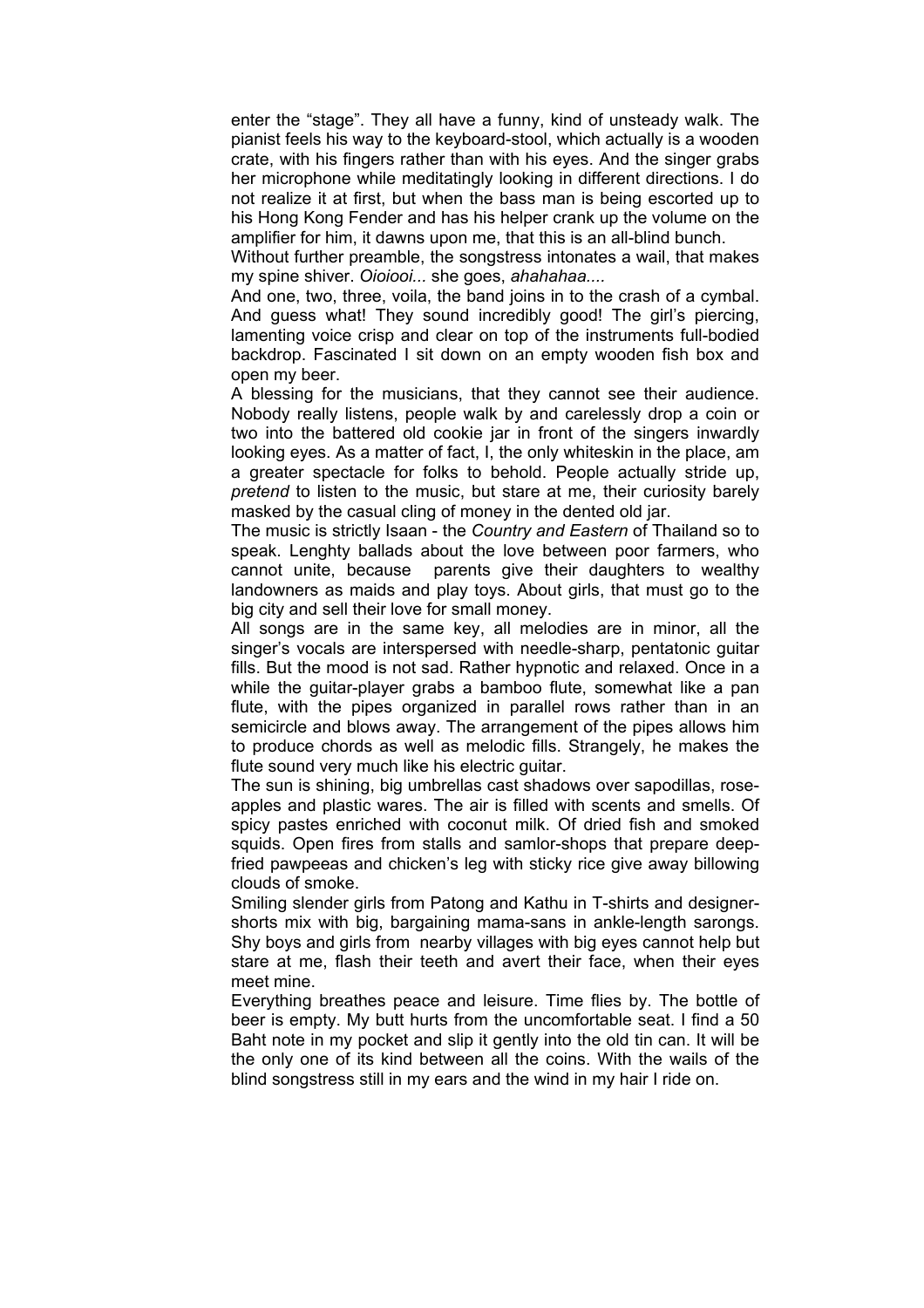enter the "stage". They all have a funny, kind of unsteady walk. The pianist feels his way to the keyboard-stool, which actually is a wooden crate, with his fingers rather than with his eyes. And the singer grabs her microphone while meditatingly looking in different directions. I do not realize it at first, but when the bass man is being escorted up to his Hong Kong Fender and has his helper crank up the volume on the amplifier for him, it dawns upon me, that this is an all-blind bunch.

Without further preamble, the songstress intonates a wail, that makes my spine shiver. *Oioiooi...* she goes, *ahahahaa....*

And one, two, three, voila, the band joins in to the crash of a cymbal. And guess what! They sound incredibly good! The girl's piercing, lamenting voice crisp and clear on top of the instruments full-bodied backdrop. Fascinated I sit down on an empty wooden fish box and open my beer.

A blessing for the musicians, that they cannot see their audience. Nobody really listens, people walk by and carelessly drop a coin or two into the battered old cookie jar in front of the singers inwardly looking eyes. As a matter of fact, I, the only whiteskin in the place, am a greater spectacle for folks to behold. People actually stride up, *pretend* to listen to the music, but stare at me, their curiosity barely masked by the casual cling of money in the dented old jar.

The music is strictly Isaan - the *Country and Eastern* of Thailand so to speak. Lenghty ballads about the love between poor farmers, who cannot unite, because parents give their daughters to wealthy landowners as maids and play toys. About girls, that must go to the big city and sell their love for small money.

All songs are in the same key, all melodies are in minor, all the singer's vocals are interspersed with needle-sharp, pentatonic guitar fills. But the mood is not sad. Rather hypnotic and relaxed. Once in a while the guitar-player grabs a bamboo flute, somewhat like a pan flute, with the pipes organized in parallel rows rather than in an semicircle and blows away. The arrangement of the pipes allows him to produce chords as well as melodic fills. Strangely, he makes the flute sound very much like his electric guitar.

The sun is shining, big umbrellas cast shadows over sapodillas, rose-apples and plastic wares. The air is filled with scents and smells. Of spicy pastes enriched with coconut milk. Of dried fish and smoked squids. Open fires from stalls and samlor-shops that prepare deep-fried pawpeeas and chicken's leg with sticky rice give away billowing clouds of smoke.

Smiling slender girls from Patong and Kathu in T-shirts and designer-shorts mix with big, bargaining mama-sans in ankle-length sarongs. Shy boys and girls from nearby villages with big eyes cannot help but stare at me, flash their teeth and avert their face, when their eyes meet mine.

Everything breathes peace and leisure. Time flies by. The bottle of beer is empty. My butt hurts from the uncomfortable seat. I find a 50 Baht note in my pocket and slip it gently into the old tin can. It will be the only one of its kind between all the coins. With the wails of the blind songstress still in my ears and the wind in my hair I ride on.